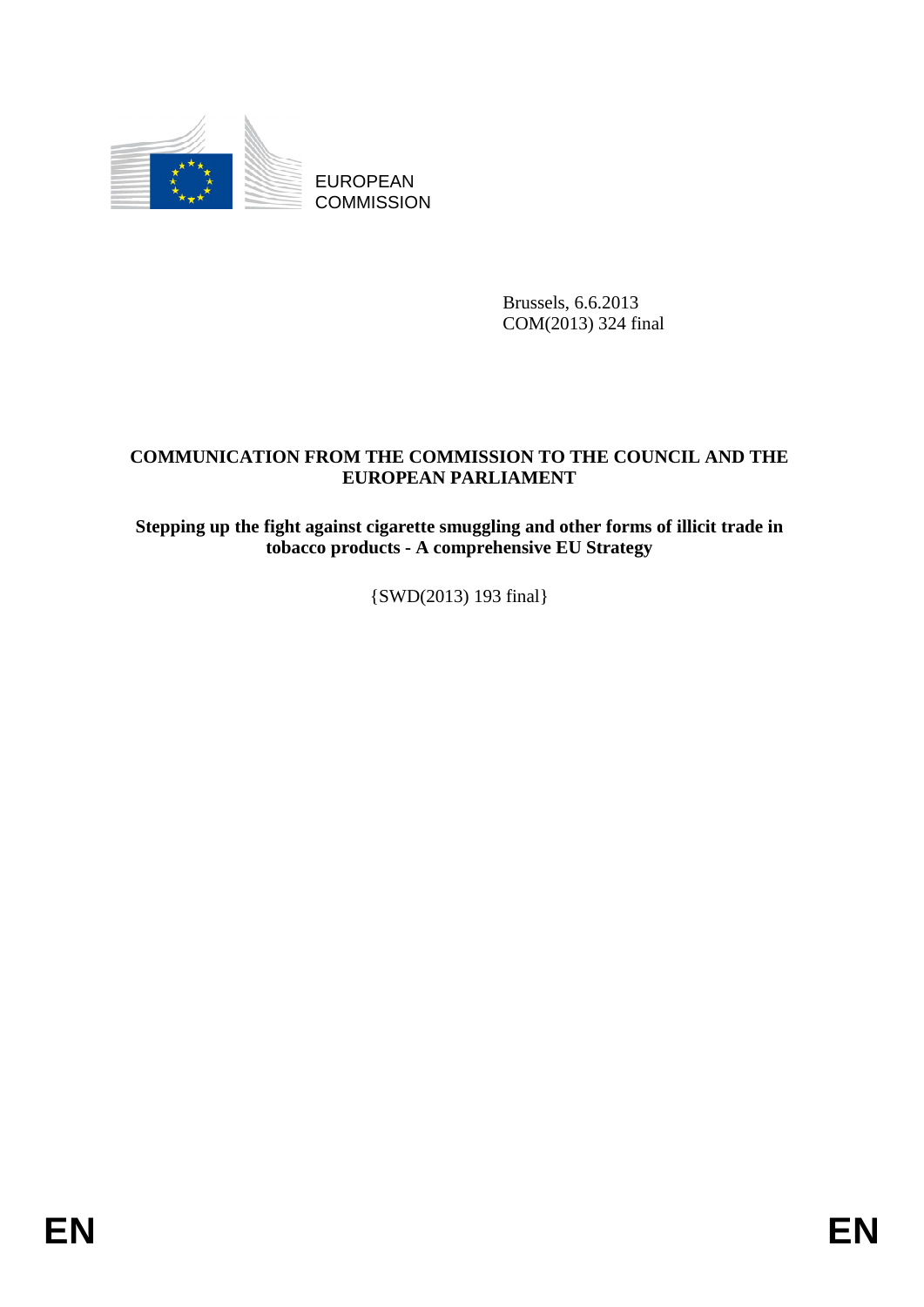EUROPEAN COMMISSION

Brussels, 6.6.2013
COM(2013) 324 final

# COMMUNICATION FROM THE COMMISSION TO THE COUNCIL AND THE EUROPEAN PARLIAMENT

## Stepping up the fight against cigarette smuggling and other forms of illicit trade in tobacco products - A comprehensive EU Strategy

{SWD(2013) 193 final}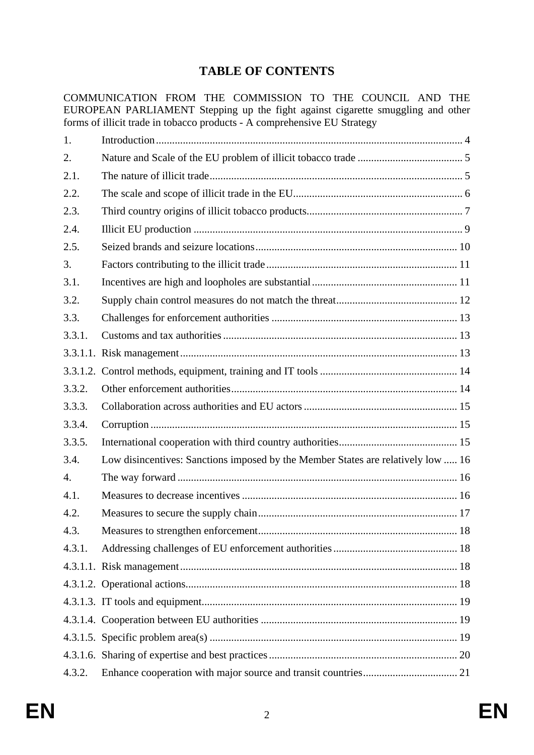# TABLE OF CONTENTS

COMMUNICATION FROM THE COMMISSION TO THE COUNCIL AND THE EUROPEAN PARLIAMENT Stepping up the fight against cigarette smuggling and other forms of illicit trade in tobacco products - A comprehensive EU Strategy

| | | |
|---|---|---|
| 1. | Introduction | 4 |
| 2. | Nature and Scale of the EU problem of illicit tobacco trade | 5 |
| 2.1. | The nature of illicit trade | 5 |
| 2.2. | The scale and scope of illicit trade in the EU | 6 |
| 2.3. | Third country origins of illicit tobacco products | 7 |
| 2.4. | Illicit EU production | 9 |
| 2.5. | Seized brands and seizure locations | 10 |
| 3. | Factors contributing to the illicit trade | 11 |
| 3.1. | Incentives are high and loopholes are substantial | 11 |
| 3.2. | Supply chain control measures do not match the threat | 12 |
| 3.3. | Challenges for enforcement authorities | 13 |
| 3.3.1. | Customs and tax authorities | 13 |
| 3.3.1.1. | Risk management | 13 |
| 3.3.1.2. | Control methods, equipment, training and IT tools | 14 |
| 3.3.2. | Other enforcement authorities | 14 |
| 3.3.3. | Collaboration across authorities and EU actors | 15 |
| 3.3.4. | Corruption | 15 |
| 3.3.5. | International cooperation with third country authorities | 15 |
| 3.4. | Low disincentives: Sanctions imposed by the Member States are relatively low | 16 |
| 4. | The way forward | 16 |
| 4.1. | Measures to decrease incentives | 16 |
| 4.2. | Measures to secure the supply chain | 17 |
| 4.3. | Measures to strengthen enforcement | 18 |
| 4.3.1. | Addressing challenges of EU enforcement authorities | 18 |
| 4.3.1.1. | Risk management | 18 |
| 4.3.1.2. | Operational actions | 18 |
| 4.3.1.3. | IT tools and equipment | 19 |
| 4.3.1.4. | Cooperation between EU authorities | 19 |
| 4.3.1.5. | Specific problem area(s) | 19 |
| 4.3.1.6. | Sharing of expertise and best practices | 20 |
| 4.3.2. | Enhance cooperation with major source and transit countries | 21 |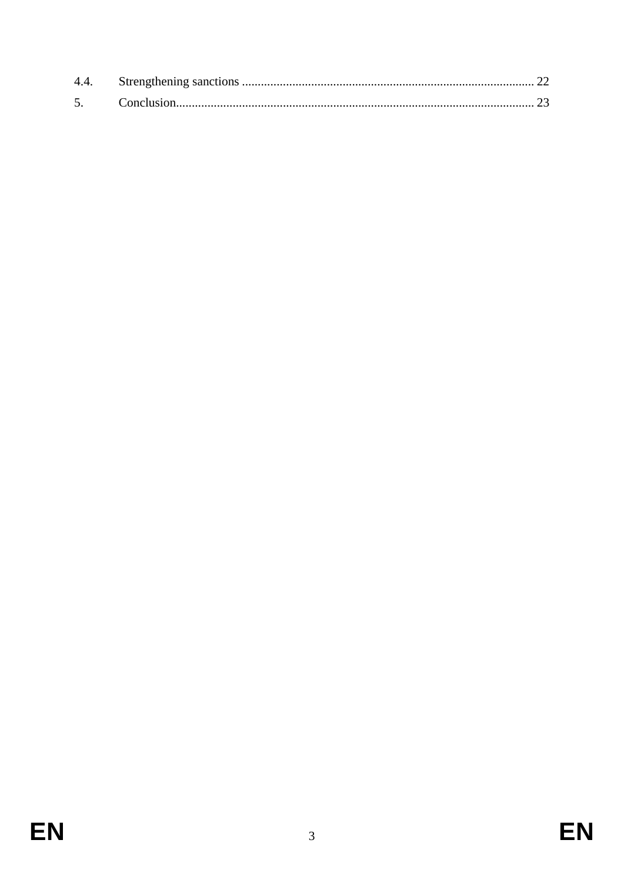4.4. Strengthening sanctions ........................................................................................... 22

5. Conclusion................................................................................................................ 23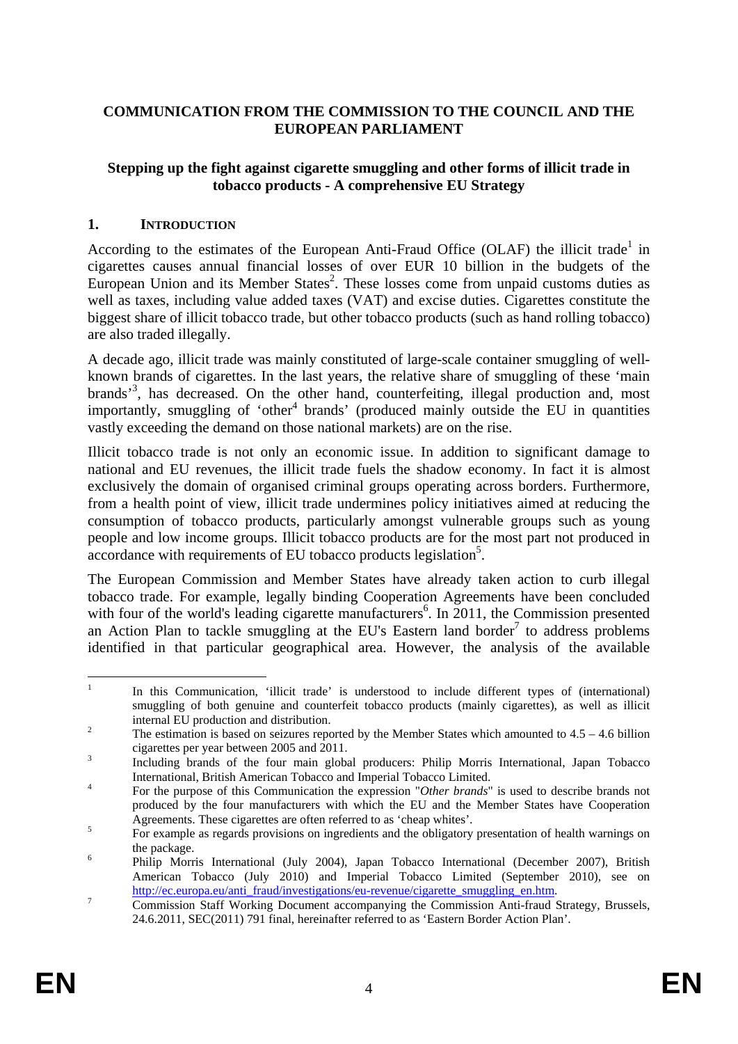**COMMUNICATION FROM THE COMMISSION TO THE COUNCIL AND THE EUROPEAN PARLIAMENT**

**Stepping up the fight against cigarette smuggling and other forms of illicit trade in tobacco products - A comprehensive EU Strategy**

## 1. INTRODUCTION

According to the estimates of the European Anti-Fraud Office (OLAF) the illicit trade[1] in cigarettes causes annual financial losses of over EUR 10 billion in the budgets of the European Union and its Member States[2]. These losses come from unpaid customs duties as well as taxes, including value added taxes (VAT) and excise duties. Cigarettes constitute the biggest share of illicit tobacco trade, but other tobacco products (such as hand rolling tobacco) are also traded illegally.

A decade ago, illicit trade was mainly constituted of large-scale container smuggling of well-known brands of cigarettes. In the last years, the relative share of smuggling of these 'main brands'[3], has decreased. On the other hand, counterfeiting, illegal production and, most importantly, smuggling of 'other[4] brands' (produced mainly outside the EU in quantities vastly exceeding the demand on those national markets) are on the rise.

Illicit tobacco trade is not only an economic issue. In addition to significant damage to national and EU revenues, the illicit trade fuels the shadow economy. In fact it is almost exclusively the domain of organised criminal groups operating across borders. Furthermore, from a health point of view, illicit trade undermines policy initiatives aimed at reducing the consumption of tobacco products, particularly amongst vulnerable groups such as young people and low income groups. Illicit tobacco products are for the most part not produced in accordance with requirements of EU tobacco products legislation[5].

The European Commission and Member States have already taken action to curb illegal tobacco trade. For example, legally binding Cooperation Agreements have been concluded with four of the world's leading cigarette manufacturers[6]. In 2011, the Commission presented an Action Plan to tackle smuggling at the EU's Eastern land border[7] to address problems identified in that particular geographical area. However, the analysis of the available

---

[1] In this Communication, 'illicit trade' is understood to include different types of (international) smuggling of both genuine and counterfeit tobacco products (mainly cigarettes), as well as illicit internal EU production and distribution.

[2] The estimation is based on seizures reported by the Member States which amounted to 4.5 – 4.6 billion cigarettes per year between 2005 and 2011.

[3] Including brands of the four main global producers: Philip Morris International, Japan Tobacco International, British American Tobacco and Imperial Tobacco Limited.

[4] For the purpose of this Communication the expression "*Other brands*" is used to describe brands not produced by the four manufacturers with which the EU and the Member States have Cooperation Agreements. These cigarettes are often referred to as 'cheap whites'.

[5] For example as regards provisions on ingredients and the obligatory presentation of health warnings on the package.

[6] Philip Morris International (July 2004), Japan Tobacco International (December 2007), British American Tobacco (July 2010) and Imperial Tobacco Limited (September 2010), see on http://ec.europa.eu/anti_fraud/investigations/eu-revenue/cigarette_smuggling_en.htm.

[7] Commission Staff Working Document accompanying the Commission Anti-fraud Strategy, Brussels, 24.6.2011, SEC(2011) 791 final, hereinafter referred to as 'Eastern Border Action Plan'.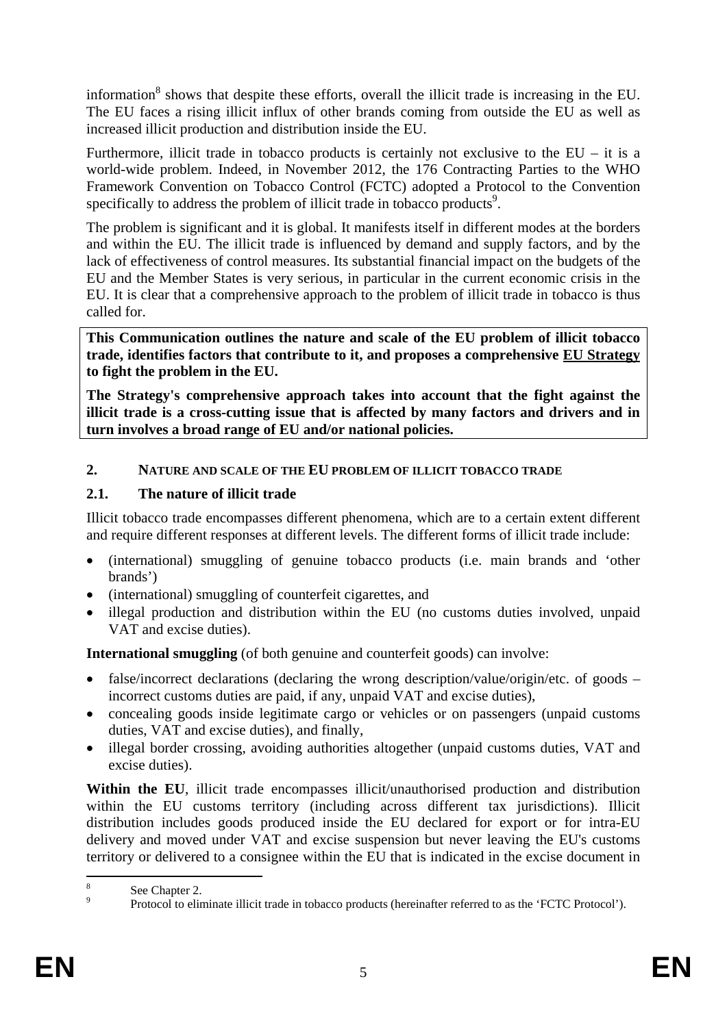information[8] shows that despite these efforts, overall the illicit trade is increasing in the EU. The EU faces a rising illicit influx of other brands coming from outside the EU as well as increased illicit production and distribution inside the EU.

Furthermore, illicit trade in tobacco products is certainly not exclusive to the EU – it is a world-wide problem. Indeed, in November 2012, the 176 Contracting Parties to the WHO Framework Convention on Tobacco Control (FCTC) adopted a Protocol to the Convention specifically to address the problem of illicit trade in tobacco products[9].

The problem is significant and it is global. It manifests itself in different modes at the borders and within the EU. The illicit trade is influenced by demand and supply factors, and by the lack of effectiveness of control measures. Its substantial financial impact on the budgets of the EU and the Member States is very serious, in particular in the current economic crisis in the EU. It is clear that a comprehensive approach to the problem of illicit trade in tobacco is thus called for.

**This Communication outlines the nature and scale of the EU problem of illicit tobacco trade, identifies factors that contribute to it, and proposes a comprehensive <u>EU Strategy</u> to fight the problem in the EU.**

**The Strategy's comprehensive approach takes into account that the fight against the illicit trade is a cross-cutting issue that is affected by many factors and drivers and in turn involves a broad range of EU and/or national policies.**

## 2. NATURE AND SCALE OF THE EU PROBLEM OF ILLICIT TOBACCO TRADE

### 2.1. The nature of illicit trade

Illicit tobacco trade encompasses different phenomena, which are to a certain extent different and require different responses at different levels. The different forms of illicit trade include:

- (international) smuggling of genuine tobacco products (i.e. main brands and 'other brands')
- (international) smuggling of counterfeit cigarettes, and
- illegal production and distribution within the EU (no customs duties involved, unpaid VAT and excise duties).

**International smuggling** (of both genuine and counterfeit goods) can involve:

- false/incorrect declarations (declaring the wrong description/value/origin/etc. of goods – incorrect customs duties are paid, if any, unpaid VAT and excise duties),
- concealing goods inside legitimate cargo or vehicles or on passengers (unpaid customs duties, VAT and excise duties), and finally,
- illegal border crossing, avoiding authorities altogether (unpaid customs duties, VAT and excise duties).

**Within the EU**, illicit trade encompasses illicit/unauthorised production and distribution within the EU customs territory (including across different tax jurisdictions). Illicit distribution includes goods produced inside the EU declared for export or for intra-EU delivery and moved under VAT and excise suspension but never leaving the EU's customs territory or delivered to a consignee within the EU that is indicated in the excise document in

---

[8] See Chapter 2.

[9] Protocol to eliminate illicit trade in tobacco products (hereinafter referred to as the 'FCTC Protocol').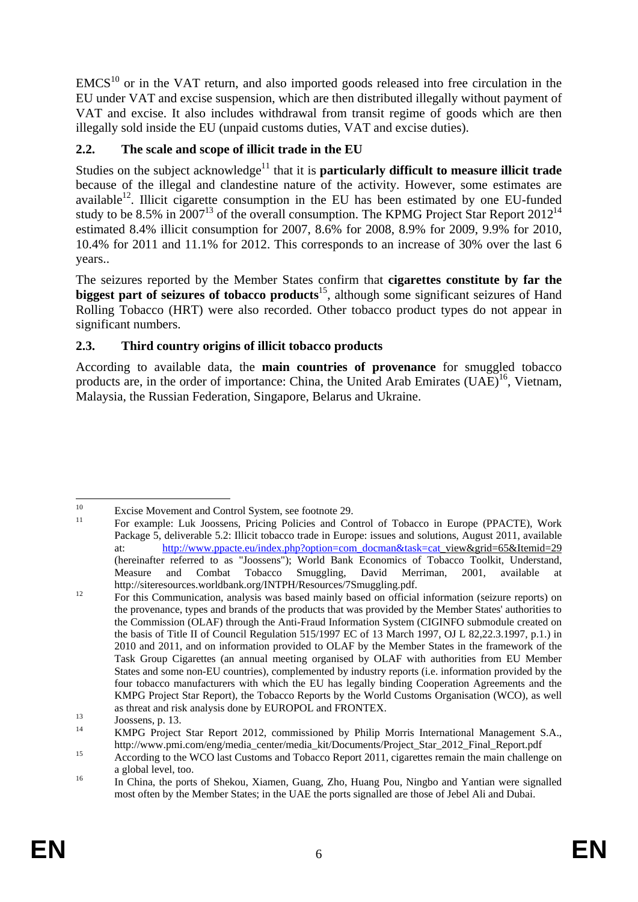EMCS[10] or in the VAT return, and also imported goods released into free circulation in the EU under VAT and excise suspension, which are then distributed illegally without payment of VAT and excise. It also includes withdrawal from transit regime of goods which are then illegally sold inside the EU (unpaid customs duties, VAT and excise duties).

## 2.2. The scale and scope of illicit trade in the EU

Studies on the subject acknowledge[11] that it is **particularly difficult to measure illicit trade** because of the illegal and clandestine nature of the activity. However, some estimates are available[12]. Illicit cigarette consumption in the EU has been estimated by one EU-funded study to be 8.5% in 2007[13] of the overall consumption. The KPMG Project Star Report 2012[14] estimated 8.4% illicit consumption for 2007, 8.6% for 2008, 8.9% for 2009, 9.9% for 2010, 10.4% for 2011 and 11.1% for 2012. This corresponds to an increase of 30% over the last 6 years..

The seizures reported by the Member States confirm that **cigarettes constitute by far the biggest part of seizures of tobacco products**[15], although some significant seizures of Hand Rolling Tobacco (HRT) were also recorded. Other tobacco product types do not appear in significant numbers.

## 2.3. Third country origins of illicit tobacco products

According to available data, the **main countries of provenance** for smuggled tobacco products are, in the order of importance: China, the United Arab Emirates (UAE)[16], Vietnam, Malaysia, the Russian Federation, Singapore, Belarus and Ukraine.

---

[10] Excise Movement and Control System, see footnote 29.

[11] For example: Luk Joossens, Pricing Policies and Control of Tobacco in Europe (PPACTE), Work Package 5, deliverable 5.2: Illicit tobacco trade in Europe: issues and solutions, August 2011, available at: http://www.ppacte.eu/index.php?option=com_docman&task=cat_view&grid=65&Itemid=29 (hereinafter referred to as "Joossens"); World Bank Economics of Tobacco Toolkit, Understand, Measure and Combat Tobacco Smuggling, David Merriman, 2001, available at http://siteresources.worldbank.org/INTPH/Resources/7Smuggling.pdf.

[12] For this Communication, analysis was based mainly based on official information (seizure reports) on the provenance, types and brands of the products that was provided by the Member States' authorities to the Commission (OLAF) through the Anti-Fraud Information System (CIGINFO submodule created on the basis of Title II of Council Regulation 515/1997 EC of 13 March 1997, OJ L 82,22.3.1997, p.1.) in 2010 and 2011, and on information provided to OLAF by the Member States in the framework of the Task Group Cigarettes (an annual meeting organised by OLAF with authorities from EU Member States and some non-EU countries), complemented by industry reports (i.e. information provided by the four tobacco manufacturers with which the EU has legally binding Cooperation Agreements and the KMPG Project Star Report), the Tobacco Reports by the World Customs Organisation (WCO), as well as threat and risk analysis done by EUROPOL and FRONTEX.

[13] Joossens, p. 13.

[14] KMPG Project Star Report 2012, commissioned by Philip Morris International Management S.A., http://www.pmi.com/eng/media_center/media_kit/Documents/Project_Star_2012_Final_Report.pdf

[15] According to the WCO last Customs and Tobacco Report 2011, cigarettes remain the main challenge on a global level, too.

[16] In China, the ports of Shekou, Xiamen, Guang, Zho, Huang Pou, Ningbo and Yantian were signalled most often by the Member States; in the UAE the ports signalled are those of Jebel Ali and Dubai.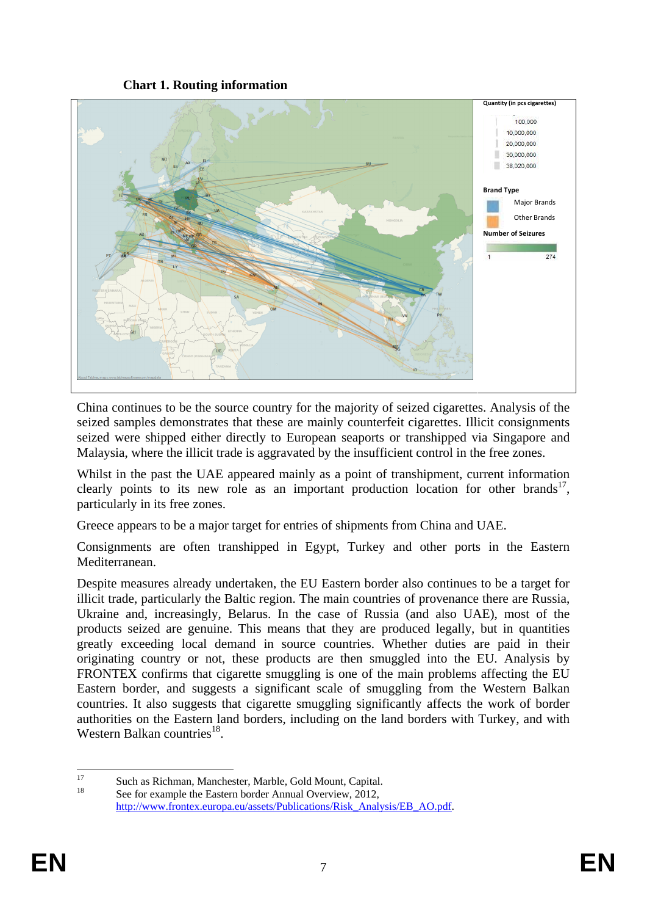**Chart 1. Routing information**

China continues to be the source country for the majority of seized cigarettes. Analysis of the seized samples demonstrates that these are mainly counterfeit cigarettes. Illicit consignments seized were shipped either directly to European seaports or transhipped via Singapore and Malaysia, where the illicit trade is aggravated by the insufficient control in the free zones.

Whilst in the past the UAE appeared mainly as a point of transhipment, current information clearly points to its new role as an important production location for other brands[17], particularly in its free zones.

Greece appears to be a major target for entries of shipments from China and UAE.

Consignments are often transhipped in Egypt, Turkey and other ports in the Eastern Mediterranean.

Despite measures already undertaken, the EU Eastern border also continues to be a target for illicit trade, particularly the Baltic region. The main countries of provenance there are Russia, Ukraine and, increasingly, Belarus. In the case of Russia (and also UAE), most of the products seized are genuine. This means that they are produced legally, but in quantities greatly exceeding local demand in source countries. Whether duties are paid in their originating country or not, these products are then smuggled into the EU. Analysis by FRONTEX confirms that cigarette smuggling is one of the main problems affecting the EU Eastern border, and suggests a significant scale of smuggling from the Western Balkan countries. It also suggests that cigarette smuggling significantly affects the work of border authorities on the Eastern land borders, including on the land borders with Turkey, and with Western Balkan countries[18].

---

[17] Such as Richman, Manchester, Marble, Gold Mount, Capital.

[18] See for example the Eastern border Annual Overview, 2012, http://www.frontex.europa.eu/assets/Publications/Risk_Analysis/EB_AO.pdf.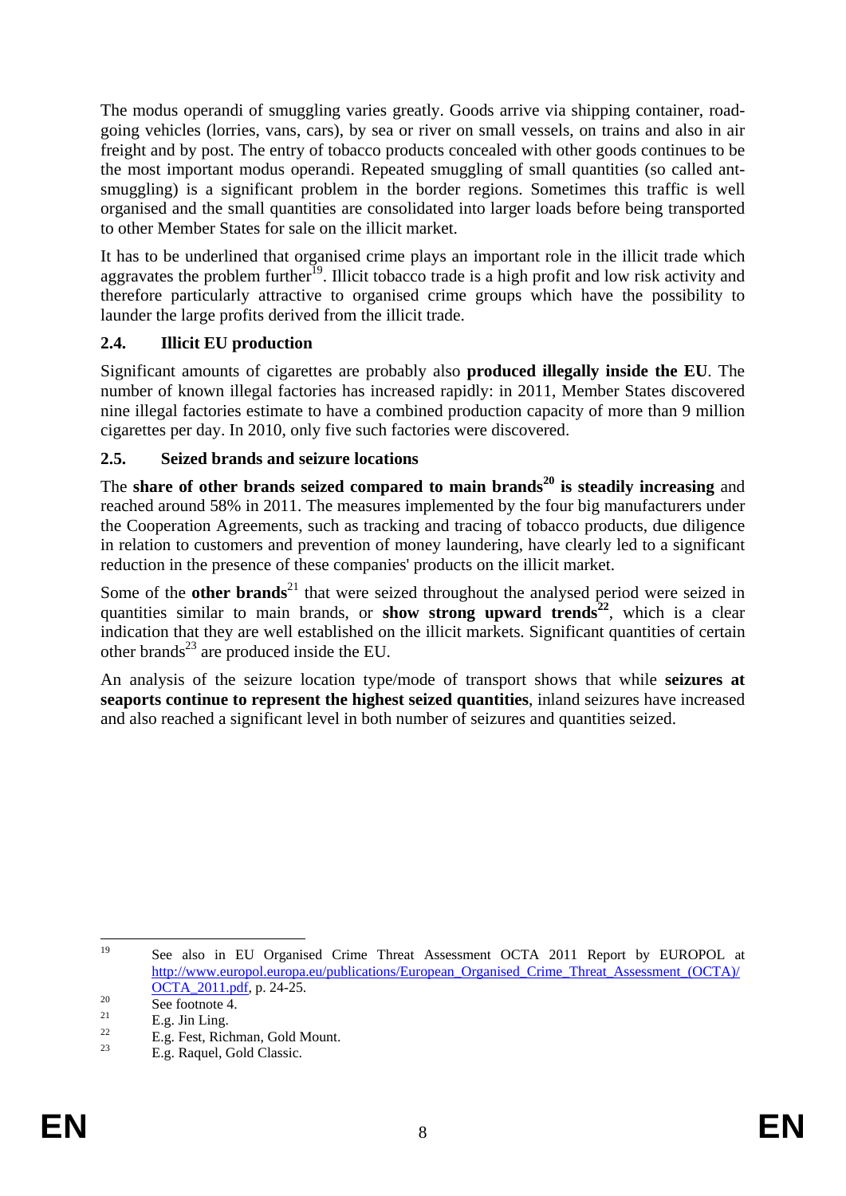The modus operandi of smuggling varies greatly. Goods arrive via shipping container, road-going vehicles (lorries, vans, cars), by sea or river on small vessels, on trains and also in air freight and by post. The entry of tobacco products concealed with other goods continues to be the most important modus operandi. Repeated smuggling of small quantities (so called ant-smuggling) is a significant problem in the border regions. Sometimes this traffic is well organised and the small quantities are consolidated into larger loads before being transported to other Member States for sale on the illicit market.

It has to be underlined that organised crime plays an important role in the illicit trade which aggravates the problem further[19]. Illicit tobacco trade is a high profit and low risk activity and therefore particularly attractive to organised crime groups which have the possibility to launder the large profits derived from the illicit trade.

### 2.4. Illicit EU production

Significant amounts of cigarettes are probably also **produced illegally inside the EU**. The number of known illegal factories has increased rapidly: in 2011, Member States discovered nine illegal factories estimate to have a combined production capacity of more than 9 million cigarettes per day. In 2010, only five such factories were discovered.

### 2.5. Seized brands and seizure locations

The **share of other brands seized compared to main brands[20] is steadily increasing** and reached around 58% in 2011. The measures implemented by the four big manufacturers under the Cooperation Agreements, such as tracking and tracing of tobacco products, due diligence in relation to customers and prevention of money laundering, have clearly led to a significant reduction in the presence of these companies' products on the illicit market.

Some of the **other brands**[21] that were seized throughout the analysed period were seized in quantities similar to main brands, or **show strong upward trends[22]**, which is a clear indication that they are well established on the illicit markets. Significant quantities of certain other brands[23] are produced inside the EU.

An analysis of the seizure location type/mode of transport shows that while **seizures at seaports continue to represent the highest seized quantities**, inland seizures have increased and also reached a significant level in both number of seizures and quantities seized.

---

[19] See also in EU Organised Crime Threat Assessment OCTA 2011 Report by EUROPOL at http://www.europol.europa.eu/publications/European_Organised_Crime_Threat_Assessment_(OCTA)/OCTA_2011.pdf, p. 24-25.

[20] See footnote 4.

[21] E.g. Jin Ling.

[22] E.g. Fest, Richman, Gold Mount.

[23] E.g. Raquel, Gold Classic.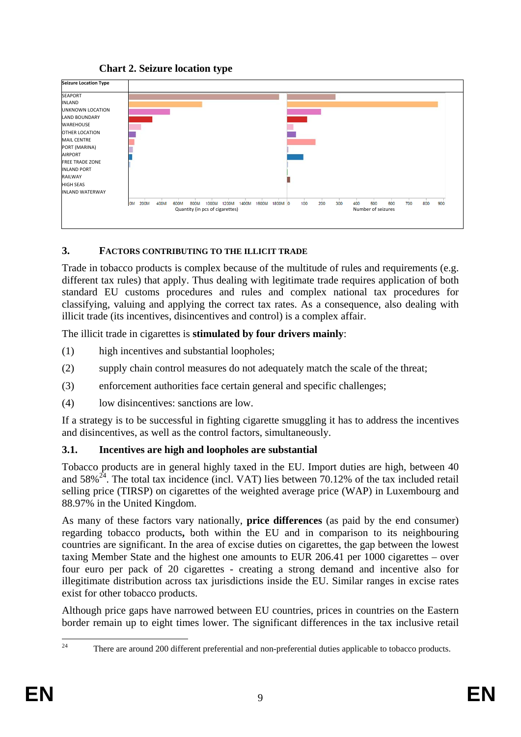**Chart 2. Seizure location type**

| Seizure Location Type |
|---|
| SEAPORT |
| INLAND |
| UNKNOWN LOCATION |
| LAND BOUNDARY |
| WAREHOUSE |
| OTHER LOCATION |
| MAIL CENTRE |
| PORT (MARINA) |
| AIRPORT |
| FREE TRADE ZONE |
| INLAND PORT |
| RAILWAY |
| HIGH SEAS |
| INLAND WATERWAY |

Quantity (in pcs of cigarettes): 0M 200M 400M 600M 800M 1000M 1200M 1400M 1600M 1800M

Number of seizures: 0 100 200 300 400 500 600 700 800 900

### 3. FACTORS CONTRIBUTING TO THE ILLICIT TRADE

Trade in tobacco products is complex because of the multitude of rules and requirements (e.g. different tax rules) that apply. Thus dealing with legitimate trade requires application of both standard EU customs procedures and rules and complex national tax procedures for classifying, valuing and applying the correct tax rates. As a consequence, also dealing with illicit trade (its incentives, disincentives and control) is a complex affair.

The illicit trade in cigarettes is **stimulated by four drivers mainly**:

(1) high incentives and substantial loopholes;

(2) supply chain control measures do not adequately match the scale of the threat;

(3) enforcement authorities face certain general and specific challenges;

(4) low disincentives: sanctions are low.

If a strategy is to be successful in fighting cigarette smuggling it has to address the incentives and disincentives, as well as the control factors, simultaneously.

#### 3.1. Incentives are high and loopholes are substantial

Tobacco products are in general highly taxed in the EU. Import duties are high, between 40 and 58%[24]. The total tax incidence (incl. VAT) lies between 70.12% of the tax included retail selling price (TIRSP) on cigarettes of the weighted average price (WAP) in Luxembourg and 88.97% in the United Kingdom.

As many of these factors vary nationally, **price differences** (as paid by the end consumer) regarding tobacco products**,** both within the EU and in comparison to its neighbouring countries are significant. In the area of excise duties on cigarettes, the gap between the lowest taxing Member State and the highest one amounts to EUR 206.41 per 1000 cigarettes – over four euro per pack of 20 cigarettes - creating a strong demand and incentive also for illegitimate distribution across tax jurisdictions inside the EU. Similar ranges in excise rates exist for other tobacco products.

Although price gaps have narrowed between EU countries, prices in countries on the Eastern border remain up to eight times lower. The significant differences in the tax inclusive retail

[24] There are around 200 different preferential and non-preferential duties applicable to tobacco products.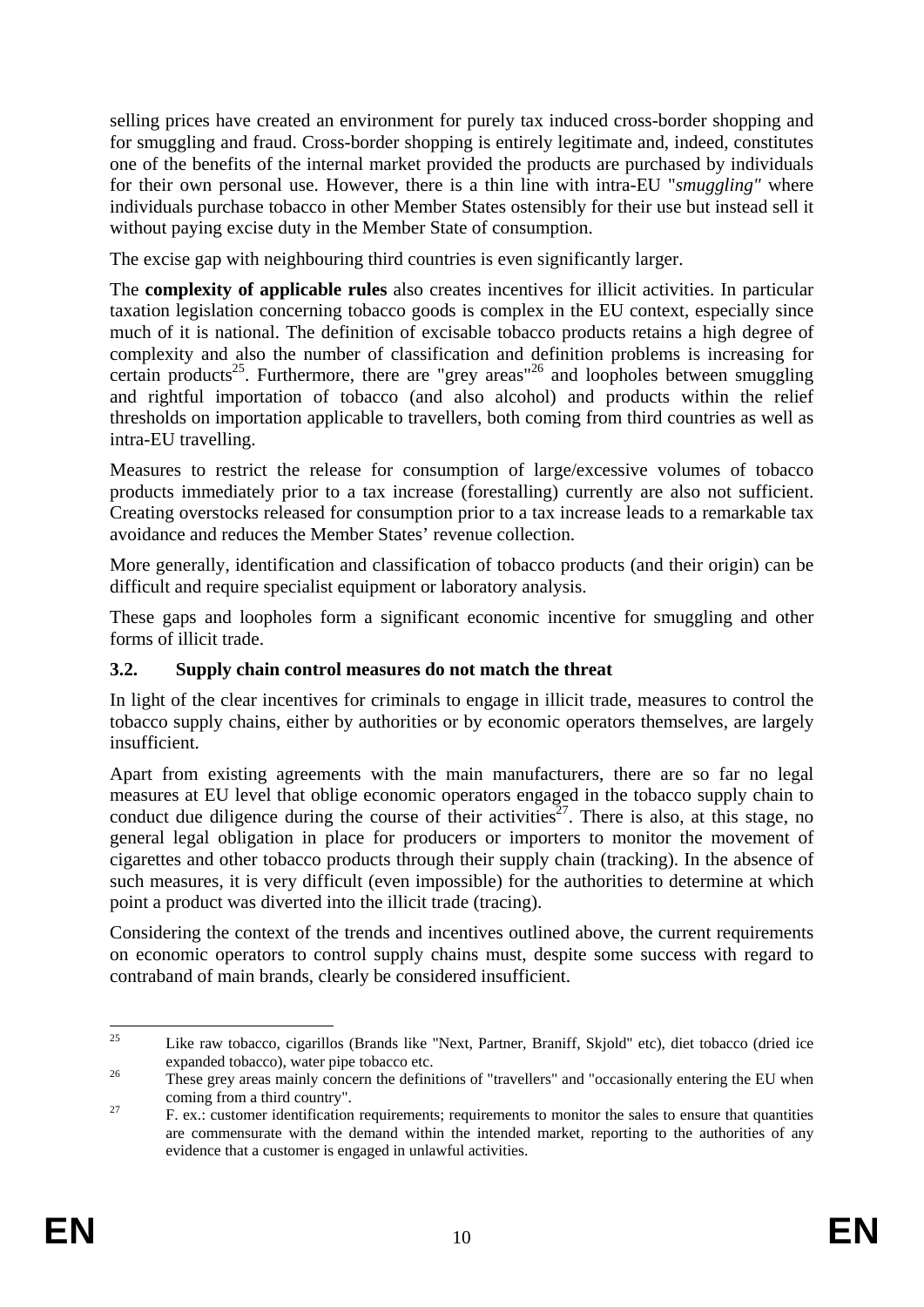selling prices have created an environment for purely tax induced cross-border shopping and for smuggling and fraud. Cross-border shopping is entirely legitimate and, indeed, constitutes one of the benefits of the internal market provided the products are purchased by individuals for their own personal use. However, there is a thin line with intra-EU "*smuggling"* where individuals purchase tobacco in other Member States ostensibly for their use but instead sell it without paying excise duty in the Member State of consumption.

The excise gap with neighbouring third countries is even significantly larger.

The **complexity of applicable rules** also creates incentives for illicit activities. In particular taxation legislation concerning tobacco goods is complex in the EU context, especially since much of it is national. The definition of excisable tobacco products retains a high degree of complexity and also the number of classification and definition problems is increasing for certain products[25]. Furthermore, there are "grey areas"[26] and loopholes between smuggling and rightful importation of tobacco (and also alcohol) and products within the relief thresholds on importation applicable to travellers, both coming from third countries as well as intra-EU travelling.

Measures to restrict the release for consumption of large/excessive volumes of tobacco products immediately prior to a tax increase (forestalling) currently are also not sufficient. Creating overstocks released for consumption prior to a tax increase leads to a remarkable tax avoidance and reduces the Member States' revenue collection.

More generally, identification and classification of tobacco products (and their origin) can be difficult and require specialist equipment or laboratory analysis.

These gaps and loopholes form a significant economic incentive for smuggling and other forms of illicit trade.

### 3.2. Supply chain control measures do not match the threat

In light of the clear incentives for criminals to engage in illicit trade, measures to control the tobacco supply chains, either by authorities or by economic operators themselves, are largely insufficient.

Apart from existing agreements with the main manufacturers, there are so far no legal measures at EU level that oblige economic operators engaged in the tobacco supply chain to conduct due diligence during the course of their activities[27]. There is also, at this stage, no general legal obligation in place for producers or importers to monitor the movement of cigarettes and other tobacco products through their supply chain (tracking). In the absence of such measures, it is very difficult (even impossible) for the authorities to determine at which point a product was diverted into the illicit trade (tracing).

Considering the context of the trends and incentives outlined above, the current requirements on economic operators to control supply chains must, despite some success with regard to contraband of main brands, clearly be considered insufficient.

---

[25] Like raw tobacco, cigarillos (Brands like "Next, Partner, Braniff, Skjold" etc), diet tobacco (dried ice expanded tobacco), water pipe tobacco etc.

[26] These grey areas mainly concern the definitions of "travellers" and "occasionally entering the EU when coming from a third country".

[27] F. ex.: customer identification requirements; requirements to monitor the sales to ensure that quantities are commensurate with the demand within the intended market, reporting to the authorities of any evidence that a customer is engaged in unlawful activities.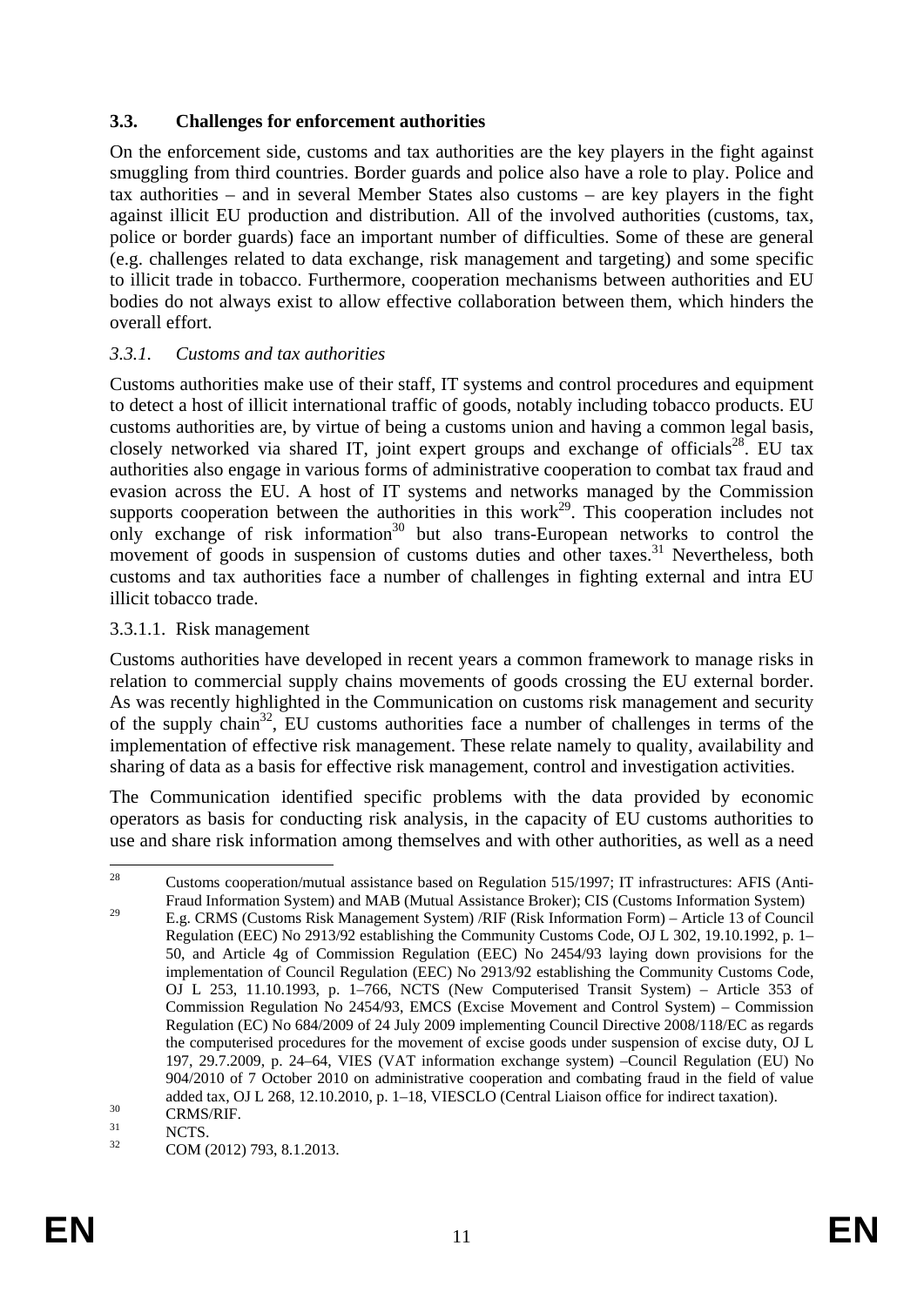### 3.3. Challenges for enforcement authorities

On the enforcement side, customs and tax authorities are the key players in the fight against smuggling from third countries. Border guards and police also have a role to play. Police and tax authorities – and in several Member States also customs – are key players in the fight against illicit EU production and distribution. All of the involved authorities (customs, tax, police or border guards) face an important number of difficulties. Some of these are general (e.g. challenges related to data exchange, risk management and targeting) and some specific to illicit trade in tobacco. Furthermore, cooperation mechanisms between authorities and EU bodies do not always exist to allow effective collaboration between them, which hinders the overall effort.

#### *3.3.1. Customs and tax authorities*

Customs authorities make use of their staff, IT systems and control procedures and equipment to detect a host of illicit international traffic of goods, notably including tobacco products. EU customs authorities are, by virtue of being a customs union and having a common legal basis, closely networked via shared IT, joint expert groups and exchange of officials[28]. EU tax authorities also engage in various forms of administrative cooperation to combat tax fraud and evasion across the EU. A host of IT systems and networks managed by the Commission supports cooperation between the authorities in this work[29]. This cooperation includes not only exchange of risk information[30] but also trans-European networks to control the movement of goods in suspension of customs duties and other taxes.[31] Nevertheless, both customs and tax authorities face a number of challenges in fighting external and intra EU illicit tobacco trade.

3.3.1.1. Risk management

Customs authorities have developed in recent years a common framework to manage risks in relation to commercial supply chains movements of goods crossing the EU external border. As was recently highlighted in the Communication on customs risk management and security of the supply chain[32], EU customs authorities face a number of challenges in terms of the implementation of effective risk management. These relate namely to quality, availability and sharing of data as a basis for effective risk management, control and investigation activities.

The Communication identified specific problems with the data provided by economic operators as basis for conducting risk analysis, in the capacity of EU customs authorities to use and share risk information among themselves and with other authorities, as well as a need

---

[28] Customs cooperation/mutual assistance based on Regulation 515/1997; IT infrastructures: AFIS (Anti-Fraud Information System) and MAB (Mutual Assistance Broker); CIS (Customs Information System)

[29] E.g. CRMS (Customs Risk Management System) /RIF (Risk Information Form) – Article 13 of Council Regulation (EEC) No 2913/92 establishing the Community Customs Code, OJ L 302, 19.10.1992, p. 1–50, and Article 4g of Commission Regulation (EEC) No 2454/93 laying down provisions for the implementation of Council Regulation (EEC) No 2913/92 establishing the Community Customs Code, OJ L 253, 11.10.1993, p. 1–766, NCTS (New Computerised Transit System) – Article 353 of Commission Regulation No 2454/93, EMCS (Excise Movement and Control System) – Commission Regulation (EC) No 684/2009 of 24 July 2009 implementing Council Directive 2008/118/EC as regards the computerised procedures for the movement of excise goods under suspension of excise duty, OJ L 197, 29.7.2009, p. 24–64, VIES (VAT information exchange system) –Council Regulation (EU) No 904/2010 of 7 October 2010 on administrative cooperation and combating fraud in the field of value added tax, OJ L 268, 12.10.2010, p. 1–18, VIESCLO (Central Liaison office for indirect taxation).

[30] CRMS/RIF.

[31] NCTS.

[32] COM (2012) 793, 8.1.2013.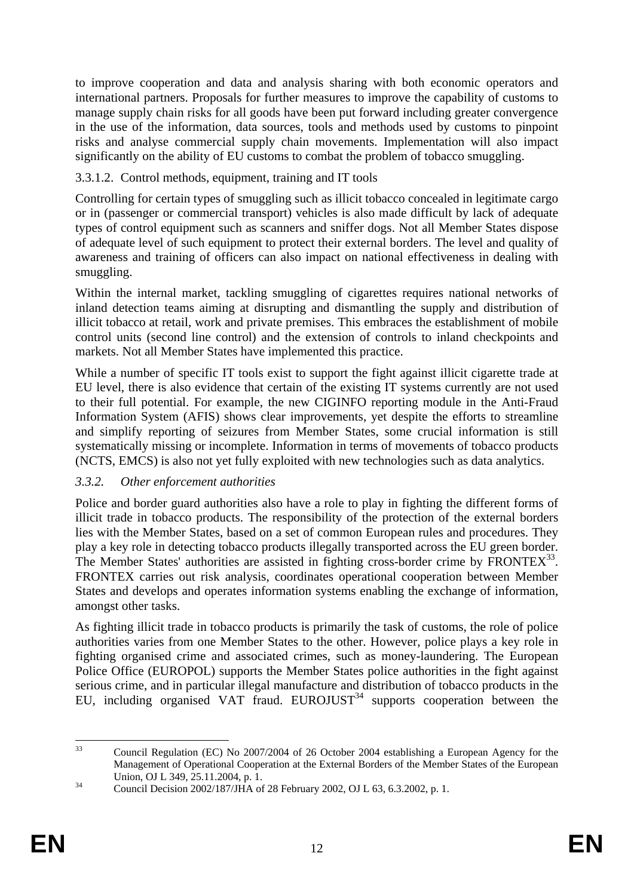to improve cooperation and data and analysis sharing with both economic operators and international partners. Proposals for further measures to improve the capability of customs to manage supply chain risks for all goods have been put forward including greater convergence in the use of the information, data sources, tools and methods used by customs to pinpoint risks and analyse commercial supply chain movements. Implementation will also impact significantly on the ability of EU customs to combat the problem of tobacco smuggling.

3.3.1.2. Control methods, equipment, training and IT tools

Controlling for certain types of smuggling such as illicit tobacco concealed in legitimate cargo or in (passenger or commercial transport) vehicles is also made difficult by lack of adequate types of control equipment such as scanners and sniffer dogs. Not all Member States dispose of adequate level of such equipment to protect their external borders. The level and quality of awareness and training of officers can also impact on national effectiveness in dealing with smuggling.

Within the internal market, tackling smuggling of cigarettes requires national networks of inland detection teams aiming at disrupting and dismantling the supply and distribution of illicit tobacco at retail, work and private premises. This embraces the establishment of mobile control units (second line control) and the extension of controls to inland checkpoints and markets. Not all Member States have implemented this practice.

While a number of specific IT tools exist to support the fight against illicit cigarette trade at EU level, there is also evidence that certain of the existing IT systems currently are not used to their full potential. For example, the new CIGINFO reporting module in the Anti-Fraud Information System (AFIS) shows clear improvements, yet despite the efforts to streamline and simplify reporting of seizures from Member States, some crucial information is still systematically missing or incomplete. Information in terms of movements of tobacco products (NCTS, EMCS) is also not yet fully exploited with new technologies such as data analytics.

### *3.3.2. Other enforcement authorities*

Police and border guard authorities also have a role to play in fighting the different forms of illicit trade in tobacco products. The responsibility of the protection of the external borders lies with the Member States, based on a set of common European rules and procedures. They play a key role in detecting tobacco products illegally transported across the EU green border. The Member States' authorities are assisted in fighting cross-border crime by FRONTEX[33]. FRONTEX carries out risk analysis, coordinates operational cooperation between Member States and develops and operates information systems enabling the exchange of information, amongst other tasks.

As fighting illicit trade in tobacco products is primarily the task of customs, the role of police authorities varies from one Member States to the other. However, police plays a key role in fighting organised crime and associated crimes, such as money-laundering. The European Police Office (EUROPOL) supports the Member States police authorities in the fight against serious crime, and in particular illegal manufacture and distribution of tobacco products in the EU, including organised VAT fraud. EUROJUST[34] supports cooperation between the

---

[33] Council Regulation (EC) No 2007/2004 of 26 October 2004 establishing a European Agency for the Management of Operational Cooperation at the External Borders of the Member States of the European Union, OJ L 349, 25.11.2004, p. 1.

[34] Council Decision 2002/187/JHA of 28 February 2002, OJ L 63, 6.3.2002, p. 1.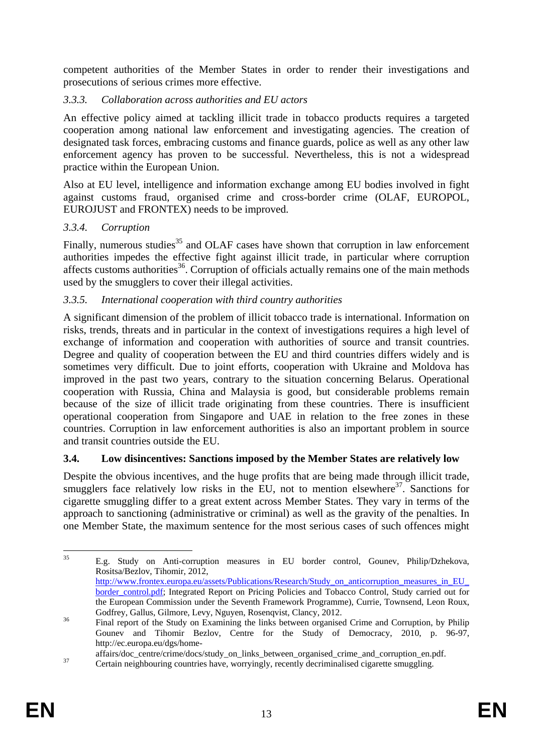competent authorities of the Member States in order to render their investigations and prosecutions of serious crimes more effective.

### *3.3.3. Collaboration across authorities and EU actors*

An effective policy aimed at tackling illicit trade in tobacco products requires a targeted cooperation among national law enforcement and investigating agencies. The creation of designated task forces, embracing customs and finance guards, police as well as any other law enforcement agency has proven to be successful. Nevertheless, this is not a widespread practice within the European Union.

Also at EU level, intelligence and information exchange among EU bodies involved in fight against customs fraud, organised crime and cross-border crime (OLAF, EUROPOL, EUROJUST and FRONTEX) needs to be improved.

### *3.3.4. Corruption*

Finally, numerous studies[35] and OLAF cases have shown that corruption in law enforcement authorities impedes the effective fight against illicit trade, in particular where corruption affects customs authorities[36]. Corruption of officials actually remains one of the main methods used by the smugglers to cover their illegal activities.

### *3.3.5. International cooperation with third country authorities*

A significant dimension of the problem of illicit tobacco trade is international. Information on risks, trends, threats and in particular in the context of investigations requires a high level of exchange of information and cooperation with authorities of source and transit countries. Degree and quality of cooperation between the EU and third countries differs widely and is sometimes very difficult. Due to joint efforts, cooperation with Ukraine and Moldova has improved in the past two years, contrary to the situation concerning Belarus. Operational cooperation with Russia, China and Malaysia is good, but considerable problems remain because of the size of illicit trade originating from these countries. There is insufficient operational cooperation from Singapore and UAE in relation to the free zones in these countries. Corruption in law enforcement authorities is also an important problem in source and transit countries outside the EU.

## **3.4. Low disincentives: Sanctions imposed by the Member States are relatively low**

Despite the obvious incentives, and the huge profits that are being made through illicit trade, smugglers face relatively low risks in the EU, not to mention elsewhere[37]. Sanctions for cigarette smuggling differ to a great extent across Member States. They vary in terms of the approach to sanctioning (administrative or criminal) as well as the gravity of the penalties. In one Member State, the maximum sentence for the most serious cases of such offences might

---

[35] E.g. Study on Anti-corruption measures in EU border control, Gounev, Philip/Dzhekova, Rositsa/Bezlov, Tihomir, 2012, http://www.frontex.europa.eu/assets/Publications/Research/Study_on_anticorruption_measures_in_EU_border_control.pdf; Integrated Report on Pricing Policies and Tobacco Control, Study carried out for the European Commission under the Seventh Framework Programme), Currie, Townsend, Leon Roux, Godfrey, Gallus, Gilmore, Levy, Nguyen, Rosenqvist, Clancy, 2012.

[36] Final report of the Study on Examining the links between organised Crime and Corruption, by Philip Gounev and Tihomir Bezlov, Centre for the Study of Democracy, 2010, p. 96-97, http://ec.europa.eu/dgs/home-affairs/doc_centre/crime/docs/study_on_links_between_organised_crime_and_corruption_en.pdf.

[37] Certain neighbouring countries have, worryingly, recently decriminalised cigarette smuggling.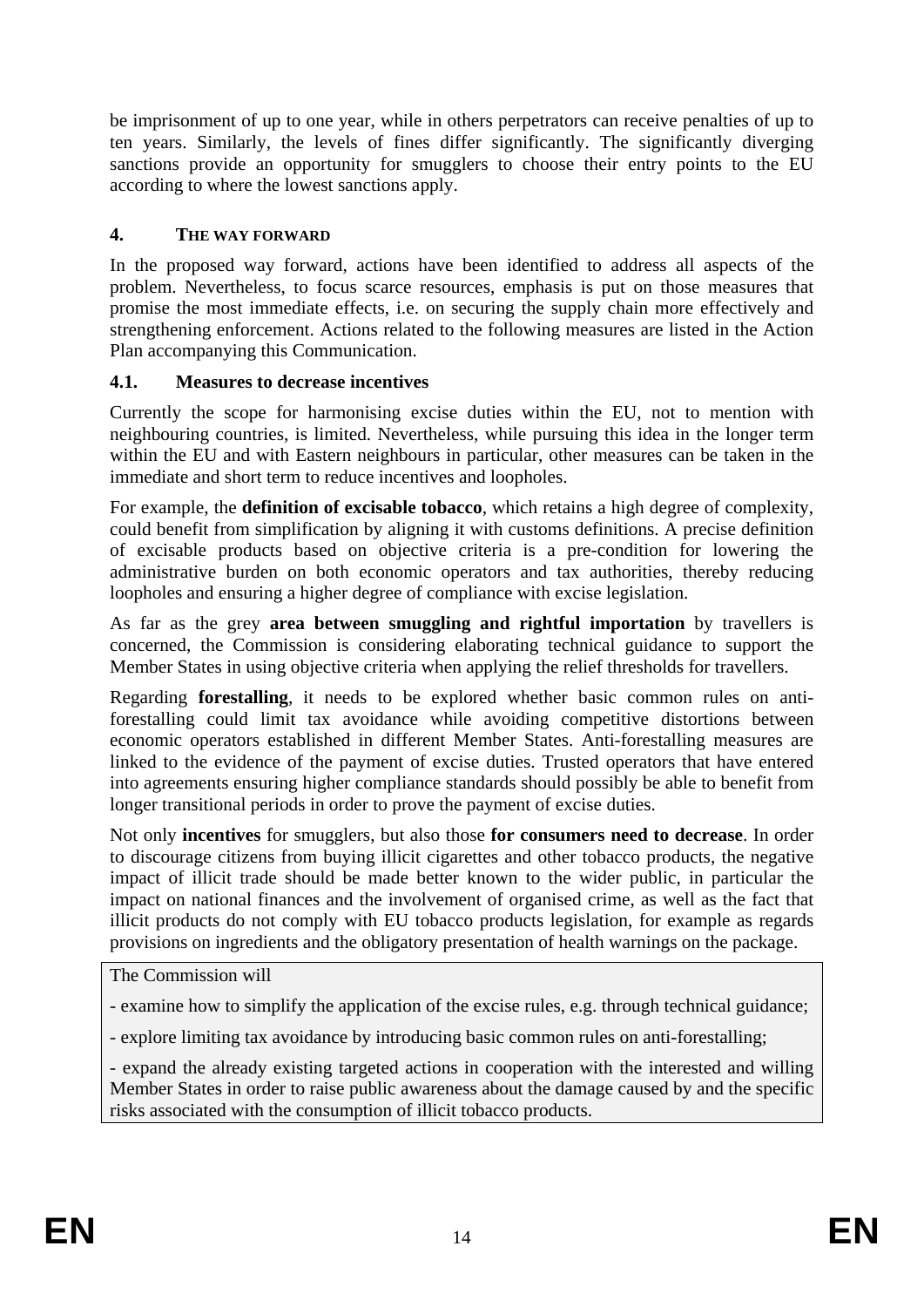be imprisonment of up to one year, while in others perpetrators can receive penalties of up to ten years. Similarly, the levels of fines differ significantly. The significantly diverging sanctions provide an opportunity for smugglers to choose their entry points to the EU according to where the lowest sanctions apply.

## 4. THE WAY FORWARD

In the proposed way forward, actions have been identified to address all aspects of the problem. Nevertheless, to focus scarce resources, emphasis is put on those measures that promise the most immediate effects, i.e. on securing the supply chain more effectively and strengthening enforcement. Actions related to the following measures are listed in the Action Plan accompanying this Communication.

### 4.1. Measures to decrease incentives

Currently the scope for harmonising excise duties within the EU, not to mention with neighbouring countries, is limited. Nevertheless, while pursuing this idea in the longer term within the EU and with Eastern neighbours in particular, other measures can be taken in the immediate and short term to reduce incentives and loopholes.

For example, the **definition of excisable tobacco**, which retains a high degree of complexity, could benefit from simplification by aligning it with customs definitions. A precise definition of excisable products based on objective criteria is a pre-condition for lowering the administrative burden on both economic operators and tax authorities, thereby reducing loopholes and ensuring a higher degree of compliance with excise legislation.

As far as the grey **area between smuggling and rightful importation** by travellers is concerned, the Commission is considering elaborating technical guidance to support the Member States in using objective criteria when applying the relief thresholds for travellers.

Regarding **forestalling**, it needs to be explored whether basic common rules on anti-forestalling could limit tax avoidance while avoiding competitive distortions between economic operators established in different Member States. Anti-forestalling measures are linked to the evidence of the payment of excise duties. Trusted operators that have entered into agreements ensuring higher compliance standards should possibly be able to benefit from longer transitional periods in order to prove the payment of excise duties.

Not only **incentives** for smugglers, but also those **for consumers need to decrease**. In order to discourage citizens from buying illicit cigarettes and other tobacco products, the negative impact of illicit trade should be made better known to the wider public, in particular the impact on national finances and the involvement of organised crime, as well as the fact that illicit products do not comply with EU tobacco products legislation, for example as regards provisions on ingredients and the obligatory presentation of health warnings on the package.

The Commission will

- examine how to simplify the application of the excise rules, e.g. through technical guidance;

- explore limiting tax avoidance by introducing basic common rules on anti-forestalling;

- expand the already existing targeted actions in cooperation with the interested and willing Member States in order to raise public awareness about the damage caused by and the specific risks associated with the consumption of illicit tobacco products.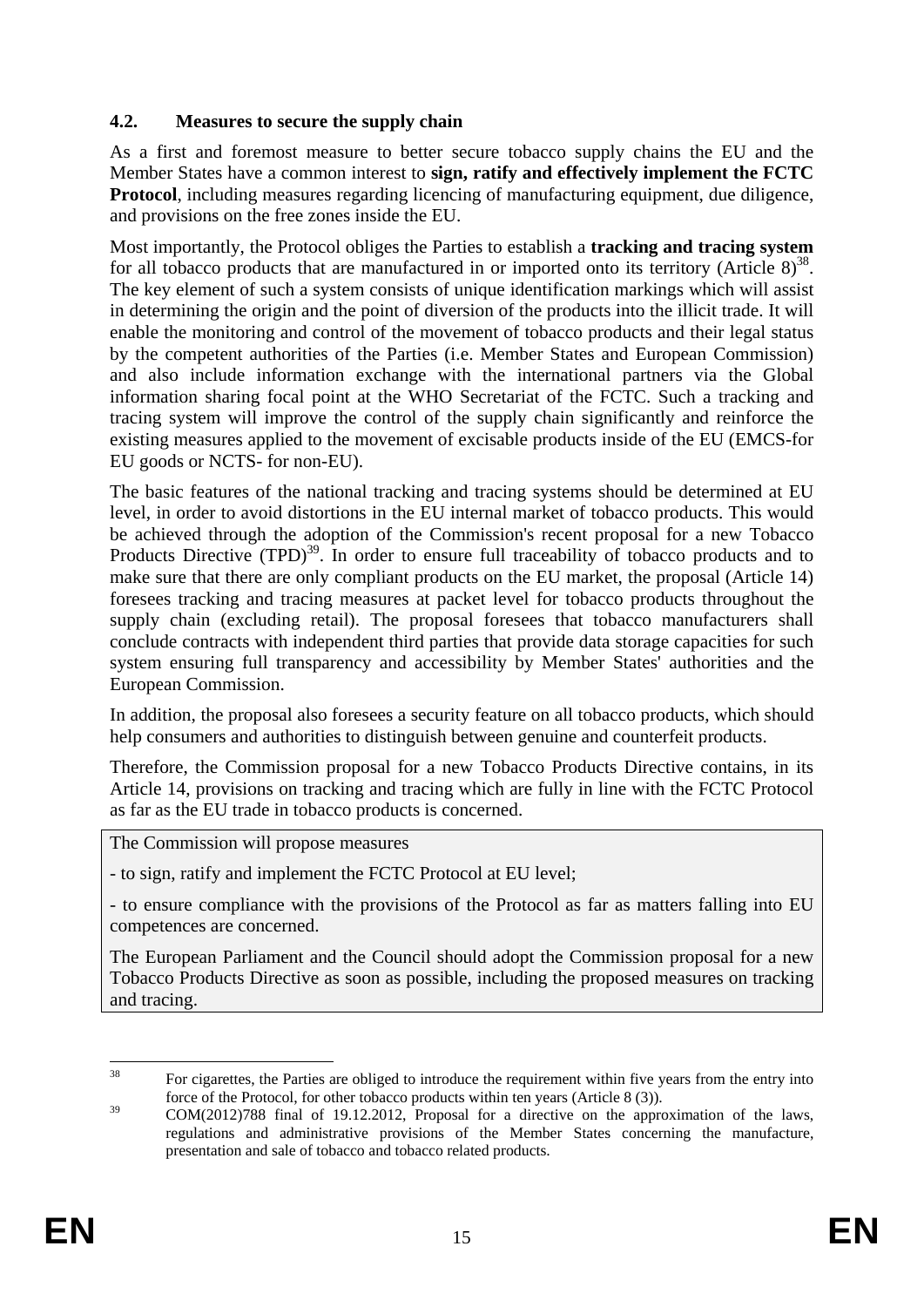### 4.2. Measures to secure the supply chain

As a first and foremost measure to better secure tobacco supply chains the EU and the Member States have a common interest to **sign, ratify and effectively implement the FCTC Protocol**, including measures regarding licencing of manufacturing equipment, due diligence, and provisions on the free zones inside the EU.

Most importantly, the Protocol obliges the Parties to establish a **tracking and tracing system** for all tobacco products that are manufactured in or imported onto its territory (Article 8)[38]. The key element of such a system consists of unique identification markings which will assist in determining the origin and the point of diversion of the products into the illicit trade. It will enable the monitoring and control of the movement of tobacco products and their legal status by the competent authorities of the Parties (i.e. Member States and European Commission) and also include information exchange with the international partners via the Global information sharing focal point at the WHO Secretariat of the FCTC. Such a tracking and tracing system will improve the control of the supply chain significantly and reinforce the existing measures applied to the movement of excisable products inside of the EU (EMCS-for EU goods or NCTS- for non-EU).

The basic features of the national tracking and tracing systems should be determined at EU level, in order to avoid distortions in the EU internal market of tobacco products. This would be achieved through the adoption of the Commission's recent proposal for a new Tobacco Products Directive (TPD)[39]. In order to ensure full traceability of tobacco products and to make sure that there are only compliant products on the EU market, the proposal (Article 14) foresees tracking and tracing measures at packet level for tobacco products throughout the supply chain (excluding retail). The proposal foresees that tobacco manufacturers shall conclude contracts with independent third parties that provide data storage capacities for such system ensuring full transparency and accessibility by Member States' authorities and the European Commission.

In addition, the proposal also foresees a security feature on all tobacco products, which should help consumers and authorities to distinguish between genuine and counterfeit products.

Therefore, the Commission proposal for a new Tobacco Products Directive contains, in its Article 14, provisions on tracking and tracing which are fully in line with the FCTC Protocol as far as the EU trade in tobacco products is concerned.

> The Commission will propose measures
>
> - to sign, ratify and implement the FCTC Protocol at EU level;
>
> - to ensure compliance with the provisions of the Protocol as far as matters falling into EU competences are concerned.
>
> The European Parliament and the Council should adopt the Commission proposal for a new Tobacco Products Directive as soon as possible, including the proposed measures on tracking and tracing.

---

[38] For cigarettes, the Parties are obliged to introduce the requirement within five years from the entry into force of the Protocol, for other tobacco products within ten years (Article 8 (3)).

[39] COM(2012)788 final of 19.12.2012, Proposal for a directive on the approximation of the laws, regulations and administrative provisions of the Member States concerning the manufacture, presentation and sale of tobacco and tobacco related products.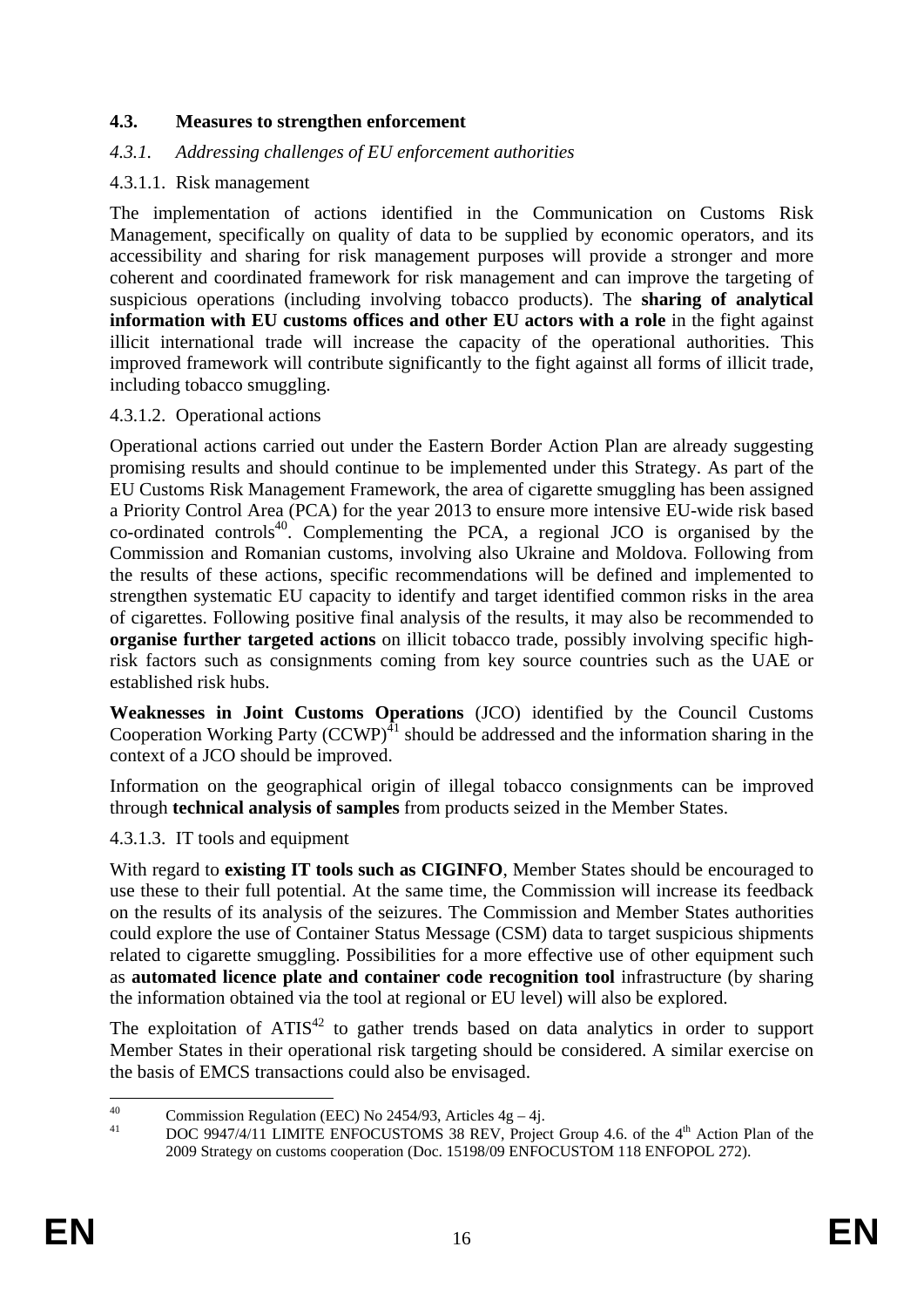## 4.3. Measures to strengthen enforcement

### *4.3.1. Addressing challenges of EU enforcement authorities*

#### 4.3.1.1. Risk management

The implementation of actions identified in the Communication on Customs Risk Management, specifically on quality of data to be supplied by economic operators, and its accessibility and sharing for risk management purposes will provide a stronger and more coherent and coordinated framework for risk management and can improve the targeting of suspicious operations (including involving tobacco products). The **sharing of analytical information with EU customs offices and other EU actors with a role** in the fight against illicit international trade will increase the capacity of the operational authorities. This improved framework will contribute significantly to the fight against all forms of illicit trade, including tobacco smuggling.

#### 4.3.1.2. Operational actions

Operational actions carried out under the Eastern Border Action Plan are already suggesting promising results and should continue to be implemented under this Strategy. As part of the EU Customs Risk Management Framework, the area of cigarette smuggling has been assigned a Priority Control Area (PCA) for the year 2013 to ensure more intensive EU-wide risk based co-ordinated controls[40]. Complementing the PCA, a regional JCO is organised by the Commission and Romanian customs, involving also Ukraine and Moldova. Following from the results of these actions, specific recommendations will be defined and implemented to strengthen systematic EU capacity to identify and target identified common risks in the area of cigarettes. Following positive final analysis of the results, it may also be recommended to **organise further targeted actions** on illicit tobacco trade, possibly involving specific high-risk factors such as consignments coming from key source countries such as the UAE or established risk hubs.

**Weaknesses in Joint Customs Operations** (JCO) identified by the Council Customs Cooperation Working Party (CCWP)[41] should be addressed and the information sharing in the context of a JCO should be improved.

Information on the geographical origin of illegal tobacco consignments can be improved through **technical analysis of samples** from products seized in the Member States.

#### 4.3.1.3. IT tools and equipment

With regard to **existing IT tools such as CIGINFO**, Member States should be encouraged to use these to their full potential. At the same time, the Commission will increase its feedback on the results of its analysis of the seizures. The Commission and Member States authorities could explore the use of Container Status Message (CSM) data to target suspicious shipments related to cigarette smuggling. Possibilities for a more effective use of other equipment such as **automated licence plate and container code recognition tool** infrastructure (by sharing the information obtained via the tool at regional or EU level) will also be explored.

The exploitation of ATIS[42] to gather trends based on data analytics in order to support Member States in their operational risk targeting should be considered. A similar exercise on the basis of EMCS transactions could also be envisaged.

---

[40] Commission Regulation (EEC) No 2454/93, Articles 4g – 4j.

[41] DOC 9947/4/11 LIMITE ENFOCUSTOMS 38 REV, Project Group 4.6. of the 4th Action Plan of the 2009 Strategy on customs cooperation (Doc. 15198/09 ENFOCUSTOM 118 ENFOPOL 272).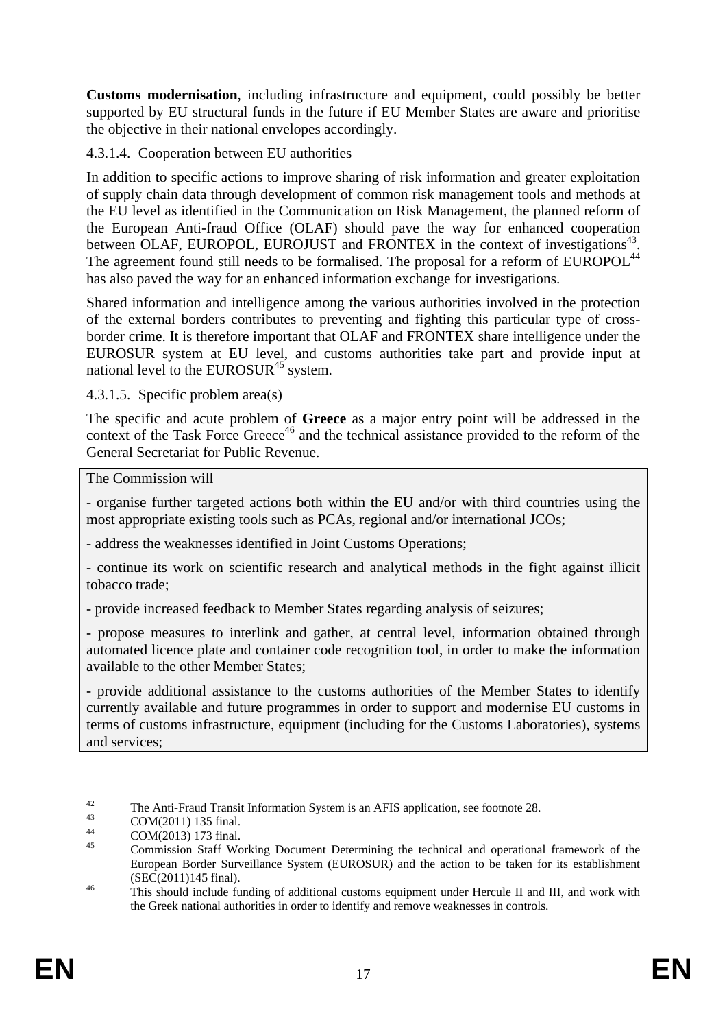**Customs modernisation**, including infrastructure and equipment, could possibly be better supported by EU structural funds in the future if EU Member States are aware and prioritise the objective in their national envelopes accordingly.

#### 4.3.1.4. Cooperation between EU authorities

In addition to specific actions to improve sharing of risk information and greater exploitation of supply chain data through development of common risk management tools and methods at the EU level as identified in the Communication on Risk Management, the planned reform of the European Anti-fraud Office (OLAF) should pave the way for enhanced cooperation between OLAF, EUROPOL, EUROJUST and FRONTEX in the context of investigations[43]. The agreement found still needs to be formalised. The proposal for a reform of EUROPOL[44] has also paved the way for an enhanced information exchange for investigations.

Shared information and intelligence among the various authorities involved in the protection of the external borders contributes to preventing and fighting this particular type of cross-border crime. It is therefore important that OLAF and FRONTEX share intelligence under the EUROSUR system at EU level, and customs authorities take part and provide input at national level to the EUROSUR[45] system.

#### 4.3.1.5. Specific problem area(s)

The specific and acute problem of **Greece** as a major entry point will be addressed in the context of the Task Force Greece[46] and the technical assistance provided to the reform of the General Secretariat for Public Revenue.

The Commission will

- organise further targeted actions both within the EU and/or with third countries using the most appropriate existing tools such as PCAs, regional and/or international JCOs;
- address the weaknesses identified in Joint Customs Operations;
- continue its work on scientific research and analytical methods in the fight against illicit tobacco trade;
- provide increased feedback to Member States regarding analysis of seizures;
- propose measures to interlink and gather, at central level, information obtained through automated licence plate and container code recognition tool, in order to make the information available to the other Member States;
- provide additional assistance to the customs authorities of the Member States to identify currently available and future programmes in order to support and modernise EU customs in terms of customs infrastructure, equipment (including for the Customs Laboratories), systems and services;

---

[42] The Anti-Fraud Transit Information System is an AFIS application, see footnote 28.

[43] COM(2011) 135 final.

[44] COM(2013) 173 final.

[45] Commission Staff Working Document Determining the technical and operational framework of the European Border Surveillance System (EUROSUR) and the action to be taken for its establishment (SEC(2011)145 final).

[46] This should include funding of additional customs equipment under Hercule II and III, and work with the Greek national authorities in order to identify and remove weaknesses in controls.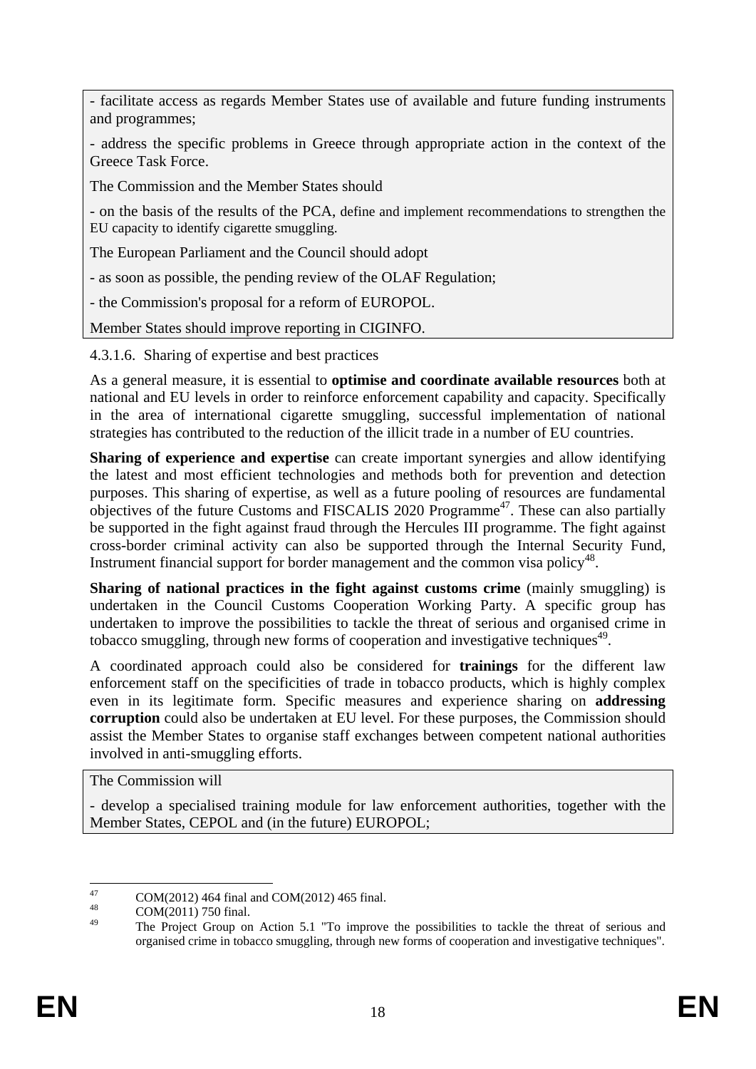- facilitate access as regards Member States use of available and future funding instruments and programmes;

- address the specific problems in Greece through appropriate action in the context of the Greece Task Force.

The Commission and the Member States should

- on the basis of the results of the PCA, define and implement recommendations to strengthen the EU capacity to identify cigarette smuggling.

The European Parliament and the Council should adopt

- as soon as possible, the pending review of the OLAF Regulation;

- the Commission's proposal for a reform of EUROPOL.

Member States should improve reporting in CIGINFO.

#### 4.3.1.6. Sharing of expertise and best practices

As a general measure, it is essential to **optimise and coordinate available resources** both at national and EU levels in order to reinforce enforcement capability and capacity. Specifically in the area of international cigarette smuggling, successful implementation of national strategies has contributed to the reduction of the illicit trade in a number of EU countries.

**Sharing of experience and expertise** can create important synergies and allow identifying the latest and most efficient technologies and methods both for prevention and detection purposes. This sharing of expertise, as well as a future pooling of resources are fundamental objectives of the future Customs and FISCALIS 2020 Programme[47]. These can also partially be supported in the fight against fraud through the Hercules III programme. The fight against cross-border criminal activity can also be supported through the Internal Security Fund, Instrument financial support for border management and the common visa policy[48].

**Sharing of national practices in the fight against customs crime** (mainly smuggling) is undertaken in the Council Customs Cooperation Working Party. A specific group has undertaken to improve the possibilities to tackle the threat of serious and organised crime in tobacco smuggling, through new forms of cooperation and investigative techniques[49].

A coordinated approach could also be considered for **trainings** for the different law enforcement staff on the specificities of trade in tobacco products, which is highly complex even in its legitimate form. Specific measures and experience sharing on **addressing corruption** could also be undertaken at EU level. For these purposes, the Commission should assist the Member States to organise staff exchanges between competent national authorities involved in anti-smuggling efforts.

The Commission will

- develop a specialised training module for law enforcement authorities, together with the Member States, CEPOL and (in the future) EUROPOL;

---

[47] COM(2012) 464 final and COM(2012) 465 final.

[48] COM(2011) 750 final.

[49] The Project Group on Action 5.1 "To improve the possibilities to tackle the threat of serious and organised crime in tobacco smuggling, through new forms of cooperation and investigative techniques".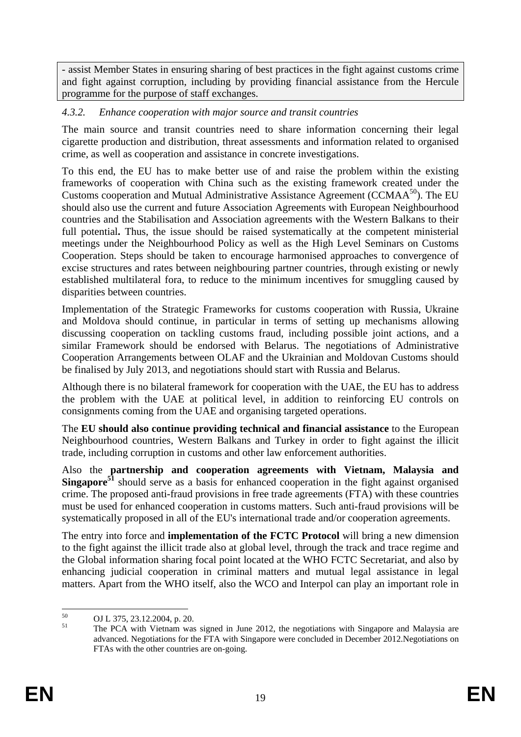- assist Member States in ensuring sharing of best practices in the fight against customs crime and fight against corruption, including by providing financial assistance from the Hercule programme for the purpose of staff exchanges.

### *4.3.2. Enhance cooperation with major source and transit countries*

The main source and transit countries need to share information concerning their legal cigarette production and distribution, threat assessments and information related to organised crime, as well as cooperation and assistance in concrete investigations.

To this end, the EU has to make better use of and raise the problem within the existing frameworks of cooperation with China such as the existing framework created under the Customs cooperation and Mutual Administrative Assistance Agreement (CCMAA[50]). The EU should also use the current and future Association Agreements with European Neighbourhood countries and the Stabilisation and Association agreements with the Western Balkans to their full potential**.** Thus, the issue should be raised systematically at the competent ministerial meetings under the Neighbourhood Policy as well as the High Level Seminars on Customs Cooperation. Steps should be taken to encourage harmonised approaches to convergence of excise structures and rates between neighbouring partner countries, through existing or newly established multilateral fora, to reduce to the minimum incentives for smuggling caused by disparities between countries.

Implementation of the Strategic Frameworks for customs cooperation with Russia, Ukraine and Moldova should continue, in particular in terms of setting up mechanisms allowing discussing cooperation on tackling customs fraud, including possible joint actions, and a similar Framework should be endorsed with Belarus. The negotiations of Administrative Cooperation Arrangements between OLAF and the Ukrainian and Moldovan Customs should be finalised by July 2013, and negotiations should start with Russia and Belarus.

Although there is no bilateral framework for cooperation with the UAE, the EU has to address the problem with the UAE at political level, in addition to reinforcing EU controls on consignments coming from the UAE and organising targeted operations.

The **EU should also continue providing technical and financial assistance** to the European Neighbourhood countries, Western Balkans and Turkey in order to fight against the illicit trade, including corruption in customs and other law enforcement authorities.

Also the **partnership and cooperation agreements with Vietnam, Malaysia and Singapore**[51] should serve as a basis for enhanced cooperation in the fight against organised crime. The proposed anti-fraud provisions in free trade agreements (FTA) with these countries must be used for enhanced cooperation in customs matters. Such anti-fraud provisions will be systematically proposed in all of the EU's international trade and/or cooperation agreements.

The entry into force and **implementation of the FCTC Protocol** will bring a new dimension to the fight against the illicit trade also at global level, through the track and trace regime and the Global information sharing focal point located at the WHO FCTC Secretariat, and also by enhancing judicial cooperation in criminal matters and mutual legal assistance in legal matters. Apart from the WHO itself, also the WCO and Interpol can play an important role in

---

[50] OJ L 375, 23.12.2004, p. 20.

[51] The PCA with Vietnam was signed in June 2012, the negotiations with Singapore and Malaysia are advanced. Negotiations for the FTA with Singapore were concluded in December 2012.Negotiations on FTAs with the other countries are on-going.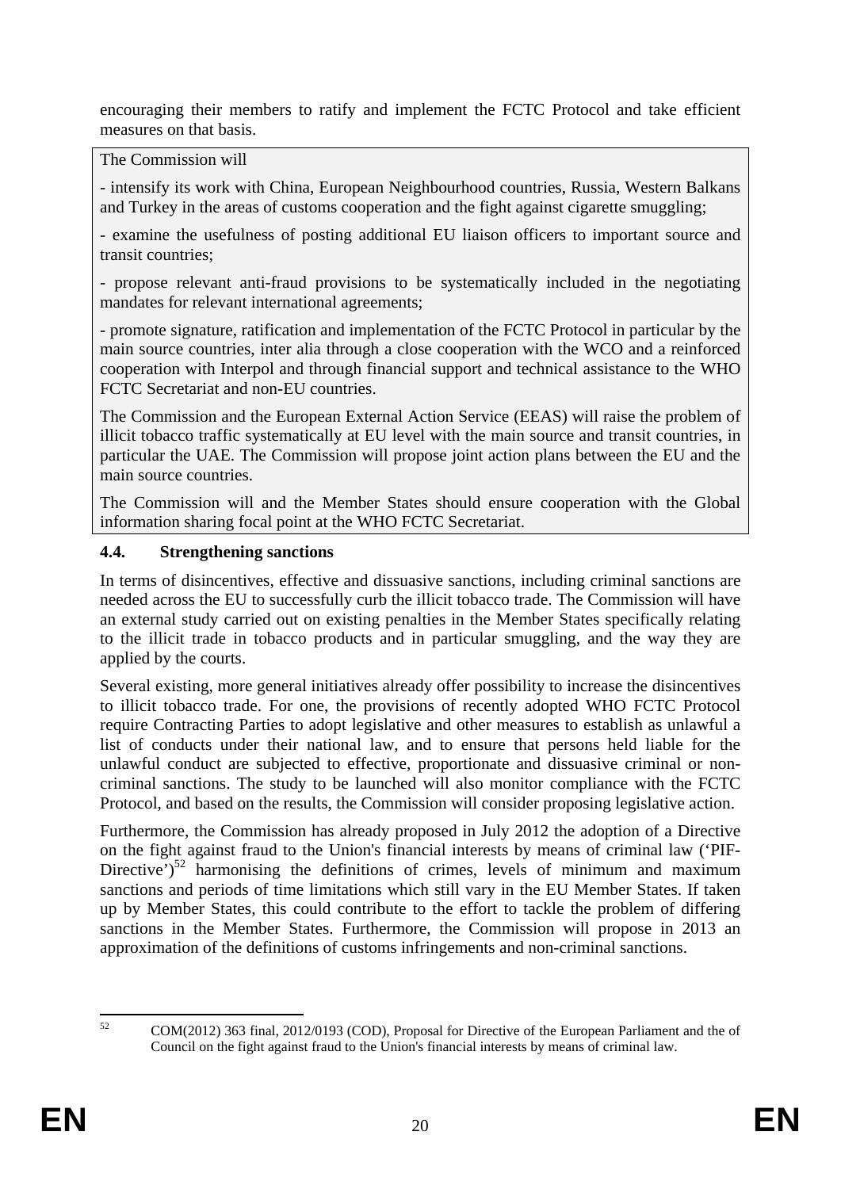encouraging their members to ratify and implement the FCTC Protocol and take efficient measures on that basis.

> The Commission will
>
> - intensify its work with China, European Neighbourhood countries, Russia, Western Balkans and Turkey in the areas of customs cooperation and the fight against cigarette smuggling;
>
> - examine the usefulness of posting additional EU liaison officers to important source and transit countries;
>
> - propose relevant anti-fraud provisions to be systematically included in the negotiating mandates for relevant international agreements;
>
> - promote signature, ratification and implementation of the FCTC Protocol in particular by the main source countries, inter alia through a close cooperation with the WCO and a reinforced cooperation with Interpol and through financial support and technical assistance to the WHO FCTC Secretariat and non-EU countries.
>
> The Commission and the European External Action Service (EEAS) will raise the problem of illicit tobacco traffic systematically at EU level with the main source and transit countries, in particular the UAE. The Commission will propose joint action plans between the EU and the main source countries.
>
> The Commission will and the Member States should ensure cooperation with the Global information sharing focal point at the WHO FCTC Secretariat.

### 4.4. Strengthening sanctions

In terms of disincentives, effective and dissuasive sanctions, including criminal sanctions are needed across the EU to successfully curb the illicit tobacco trade. The Commission will have an external study carried out on existing penalties in the Member States specifically relating to the illicit trade in tobacco products and in particular smuggling, and the way they are applied by the courts.

Several existing, more general initiatives already offer possibility to increase the disincentives to illicit tobacco trade. For one, the provisions of recently adopted WHO FCTC Protocol require Contracting Parties to adopt legislative and other measures to establish as unlawful a list of conducts under their national law, and to ensure that persons held liable for the unlawful conduct are subjected to effective, proportionate and dissuasive criminal or non-criminal sanctions. The study to be launched will also monitor compliance with the FCTC Protocol, and based on the results, the Commission will consider proposing legislative action.

Furthermore, the Commission has already proposed in July 2012 the adoption of a Directive on the fight against fraud to the Union's financial interests by means of criminal law ('PIF-Directive')[52] harmonising the definitions of crimes, levels of minimum and maximum sanctions and periods of time limitations which still vary in the EU Member States. If taken up by Member States, this could contribute to the effort to tackle the problem of differing sanctions in the Member States. Furthermore, the Commission will propose in 2013 an approximation of the definitions of customs infringements and non-criminal sanctions.

---

[52] COM(2012) 363 final, 2012/0193 (COD), Proposal for Directive of the European Parliament and the of Council on the fight against fraud to the Union's financial interests by means of criminal law.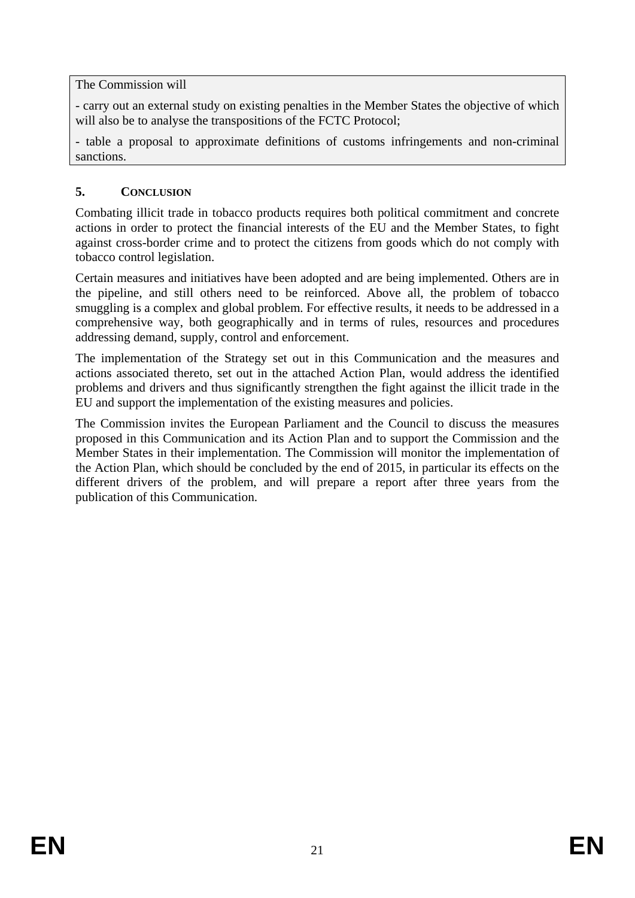The Commission will

- carry out an external study on existing penalties in the Member States the objective of which will also be to analyse the transpositions of the FCTC Protocol;

- table a proposal to approximate definitions of customs infringements and non-criminal sanctions.

## 5. CONCLUSION

Combating illicit trade in tobacco products requires both political commitment and concrete actions in order to protect the financial interests of the EU and the Member States, to fight against cross-border crime and to protect the citizens from goods which do not comply with tobacco control legislation.

Certain measures and initiatives have been adopted and are being implemented. Others are in the pipeline, and still others need to be reinforced. Above all, the problem of tobacco smuggling is a complex and global problem. For effective results, it needs to be addressed in a comprehensive way, both geographically and in terms of rules, resources and procedures addressing demand, supply, control and enforcement.

The implementation of the Strategy set out in this Communication and the measures and actions associated thereto, set out in the attached Action Plan, would address the identified problems and drivers and thus significantly strengthen the fight against the illicit trade in the EU and support the implementation of the existing measures and policies.

The Commission invites the European Parliament and the Council to discuss the measures proposed in this Communication and its Action Plan and to support the Commission and the Member States in their implementation. The Commission will monitor the implementation of the Action Plan, which should be concluded by the end of 2015, in particular its effects on the different drivers of the problem, and will prepare a report after three years from the publication of this Communication.